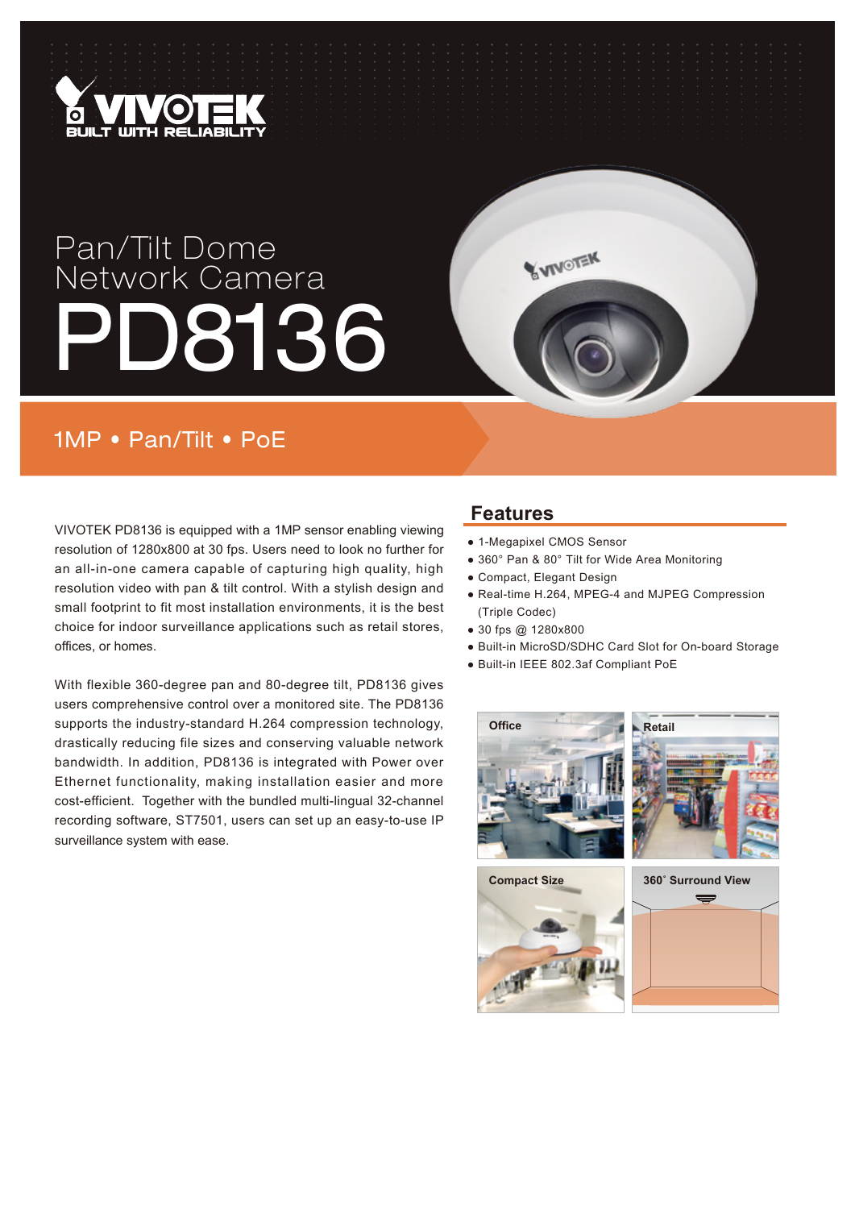VIVOTEK
BUILT WITH RELIABILITY

# Pan/Tilt Dome Network Camera

# PD8136

## 1MP • Pan/Tilt • PoE

VIVOTEK PD8136 is equipped with a 1MP sensor enabling viewing resolution of 1280x800 at 30 fps. Users need to look no further for an all-in-one camera capable of capturing high quality, high resolution video with pan & tilt control. With a stylish design and small footprint to fit most installation environments, it is the best choice for indoor surveillance applications such as retail stores, offices, or homes.

With flexible 360-degree pan and 80-degree tilt, PD8136 gives users comprehensive control over a monitored site. The PD8136 supports the industry-standard H.264 compression technology, drastically reducing file sizes and conserving valuable network bandwidth. In addition, PD8136 is integrated with Power over Ethernet functionality, making installation easier and more cost-efficient. Together with the bundled multi-lingual 32-channel recording software, ST7501, users can set up an easy-to-use IP surveillance system with ease.

## Features

- 1-Megapixel CMOS Sensor
- 360° Pan & 80° Tilt for Wide Area Monitoring
- Compact, Elegant Design
- Real-time H.264, MPEG-4 and MJPEG Compression (Triple Codec)
- 30 fps @ 1280x800
- Built-in MicroSD/SDHC Card Slot for On-board Storage
- Built-in IEEE 802.3af Compliant PoE

Office

Retail

Compact Size

360° Surround View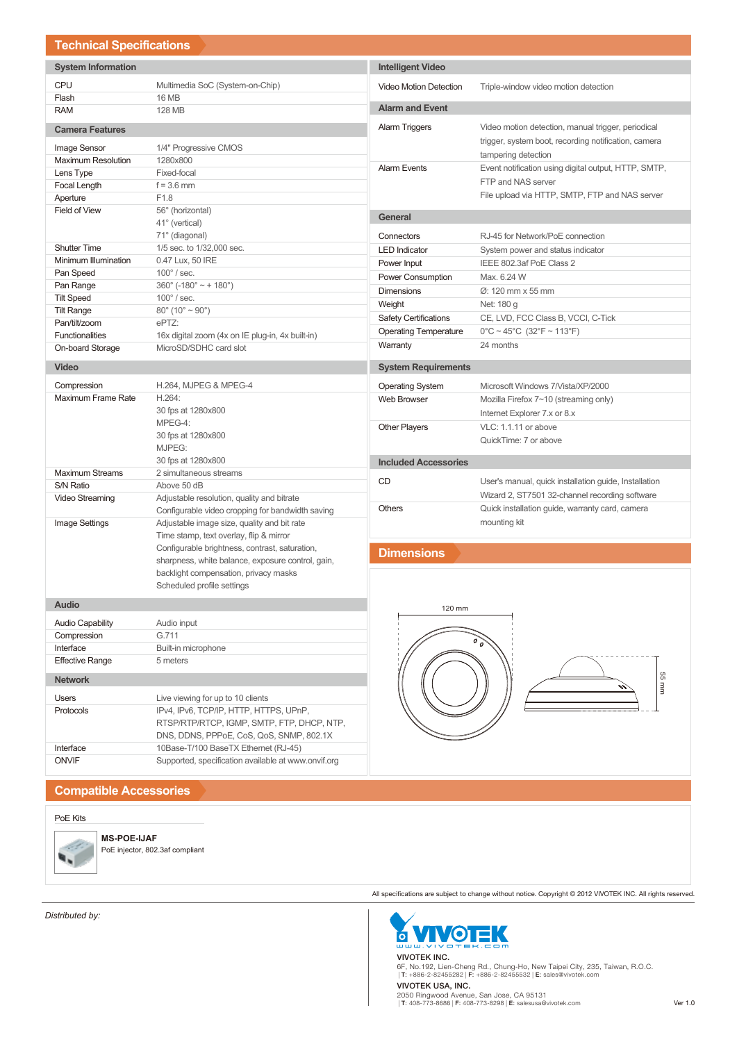## Technical Specifications

| System Information | |
|---|---|
| CPU | Multimedia SoC (System-on-Chip) |
| Flash | 16 MB |
| RAM | 128 MB |

| Camera Features | |
|---|---|
| Image Sensor | 1/4" Progressive CMOS |
| Maximum Resolution | 1280x800 |
| Lens Type | Fixed-focal |
| Focal Length | f = 3.6 mm |
| Aperture | F1.8 |
| Field of View | 56° (horizontal)<br>41° (vertical)<br>71° (diagonal) |
| Shutter Time | 1/5 sec. to 1/32,000 sec. |
| Minimum Illumination | 0.47 Lux, 50 IRE |
| Pan Speed | 100° / sec. |
| Pan Range | 360° (-180° ~ + 180°) |
| Tilt Speed | 100° / sec. |
| Tilt Range | 80° (10° ~ 90°) |
| Pan/tilt/zoom Functionalities | ePTZ:<br>16x digital zoom (4x on IE plug-in, 4x built-in) |
| On-board Storage | MicroSD/SDHC card slot |

| Video | |
|---|---|
| Compression | H.264, MJPEG & MPEG-4 |
| Maximum Frame Rate | H.264:<br>30 fps at 1280x800<br>MPEG-4:<br>30 fps at 1280x800<br>MJPEG:<br>30 fps at 1280x800 |
| Maximum Streams | 2 simultaneous streams |
| S/N Ratio | Above 50 dB |
| Video Streaming | Adjustable resolution, quality and bitrate<br>Configurable video cropping for bandwidth saving |
| Image Settings | Adjustable image size, quality and bit rate<br>Time stamp, text overlay, flip & mirror<br>Configurable brightness, contrast, saturation, sharpness, white balance, exposure control, gain, backlight compensation, privacy masks<br>Scheduled profile settings |

| Audio | |
|---|---|
| Audio Capability | Audio input |
| Compression | G.711 |
| Interface | Built-in microphone |
| Effective Range | 5 meters |

| Network | |
|---|---|
| Users | Live viewing for up to 10 clients |
| Protocols | IPv4, IPv6, TCP/IP, HTTP, HTTPS, UPnP, RTSP/RTP/RTCP, IGMP, SMTP, FTP, DHCP, NTP, DNS, DDNS, PPPoE, CoS, QoS, SNMP, 802.1X |
| Interface | 10Base-T/100 BaseTX Ethernet (RJ-45) |
| ONVIF | Supported, specification available at www.onvif.org |

| Intelligent Video | |
|---|---|
| Video Motion Detection | Triple-window video motion detection |

| Alarm and Event | |
|---|---|
| Alarm Triggers | Video motion detection, manual trigger, periodical trigger, system boot, recording notification, camera tampering detection |
| Alarm Events | Event notification using digital output, HTTP, SMTP, FTP and NAS server<br>File upload via HTTP, SMTP, FTP and NAS server |

| General | |
|---|---|
| Connectors | RJ-45 for Network/PoE connection |
| LED Indicator | System power and status indicator |
| Power Input | IEEE 802.3af PoE Class 2 |
| Power Consumption | Max. 6.24 W |
| Dimensions | Ø: 120 mm x 55 mm |
| Weight | Net: 180 g |
| Safety Certifications | CE, LVD, FCC Class B, VCCI, C-Tick |
| Operating Temperature | 0°C ~ 45°C (32°F ~ 113°F) |
| Warranty | 24 months |

| System Requirements | |
|---|---|
| Operating System | Microsoft Windows 7/Vista/XP/2000 |
| Web Browser | Mozilla Firefox 7~10 (streaming only)<br>Internet Explorer 7.x or 8.x |
| Other Players | VLC: 1.1.11 or above<br>QuickTime: 7 or above |

| Included Accessories | |
|---|---|
| CD | User's manual, quick installation guide, Installation Wizard 2, ST7501 32-channel recording software |
| Others | Quick installation guide, warranty card, camera mounting kit |

## Dimensions

120 mm

55 mm

## Compatible Accessories

PoE Kits

**MS-POE-IJAF**
PoE injector, 802.3af compliant

All specifications are subject to change without notice. Copyright © 2012 VIVOTEK INC. All rights reserved.

*Distributed by:*

VIVOTEK INC.
6F, No.192, Lien-Cheng Rd., Chung-Ho, New Taipei City, 235, Taiwan, R.O.C.
| T: +886-2-82455282 | F: +886-2-82455532 | E: sales@vivotek.com

VIVOTEK USA, INC.
2050 Ringwood Avenue, San Jose, CA 95131
| T: 408-773-8686 | F: 408-773-8298 | E: salesusa@vivotek.com

Ver 1.0